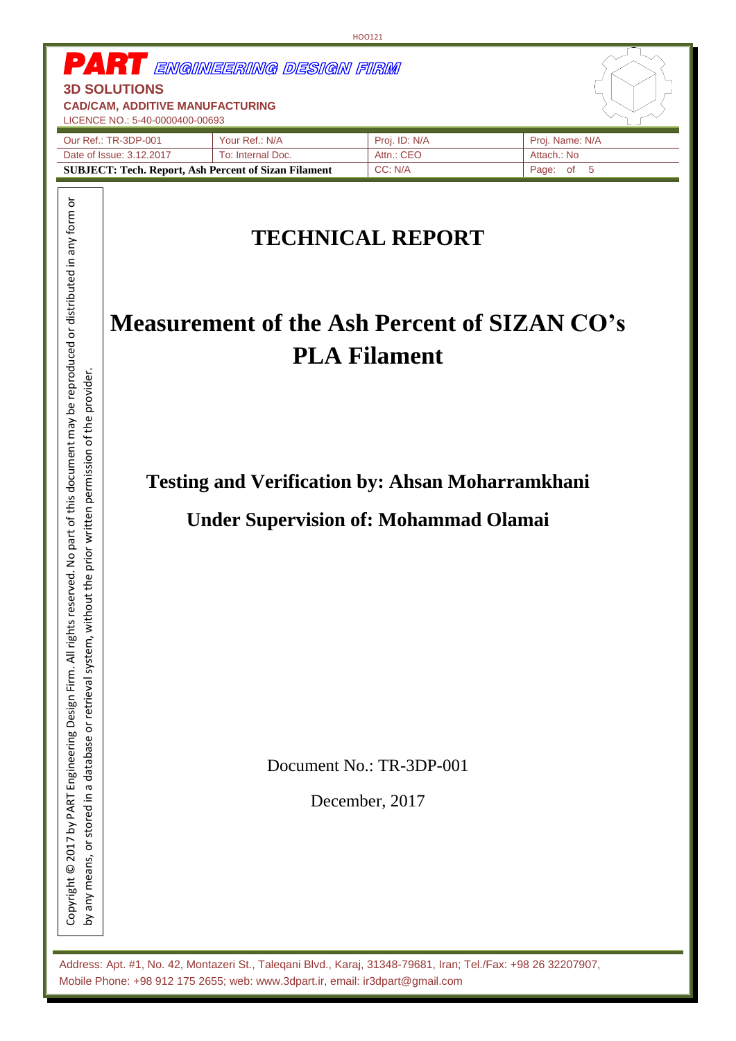**PART** *ENGINEERING DESIGN FIRM*

**3D SOLUTIONS**

**CAD/CAM, ADDITIVE MANUFACTURING**

LICENCE NO.: 5-40-0000400-00693

| Our Ref.: TR-3DP-001 | Your Ref.: N/A | Proj. ID: N/A | Proj. Name: N/A |
|---|---|---|---|
| Date of Issue: 3.12.2017 | To: Internal Doc. | Attn.: CEO | Attach.: No |
| **SUBJECT: Tech. Report, Ash Percent of Sizan Filament** | | CC: N/A | Page: of 5 |

Copyright © 2017 by PART Engineering Design Firm. All rights reserved. No part of this document may be reproduced or distributed in any form or by any means, or stored in a database or retrieval system, without the prior written permission of the provider.

# TECHNICAL REPORT

# Measurement of the Ash Percent of SIZAN CO's PLA Filament

**Testing and Verification by: Ahsan Moharramkhani**

**Under Supervision of: Mohammad Olamai**

Document No.: TR-3DP-001

December, 2017

Address: Apt. #1, No. 42, Montazeri St., Taleqani Blvd., Karaj, 31348-79681, Iran; Tel./Fax: +98 26 32207907, Mobile Phone: +98 912 175 2655; web: www.3dpart.ir, email: ir3dpart@gmail.com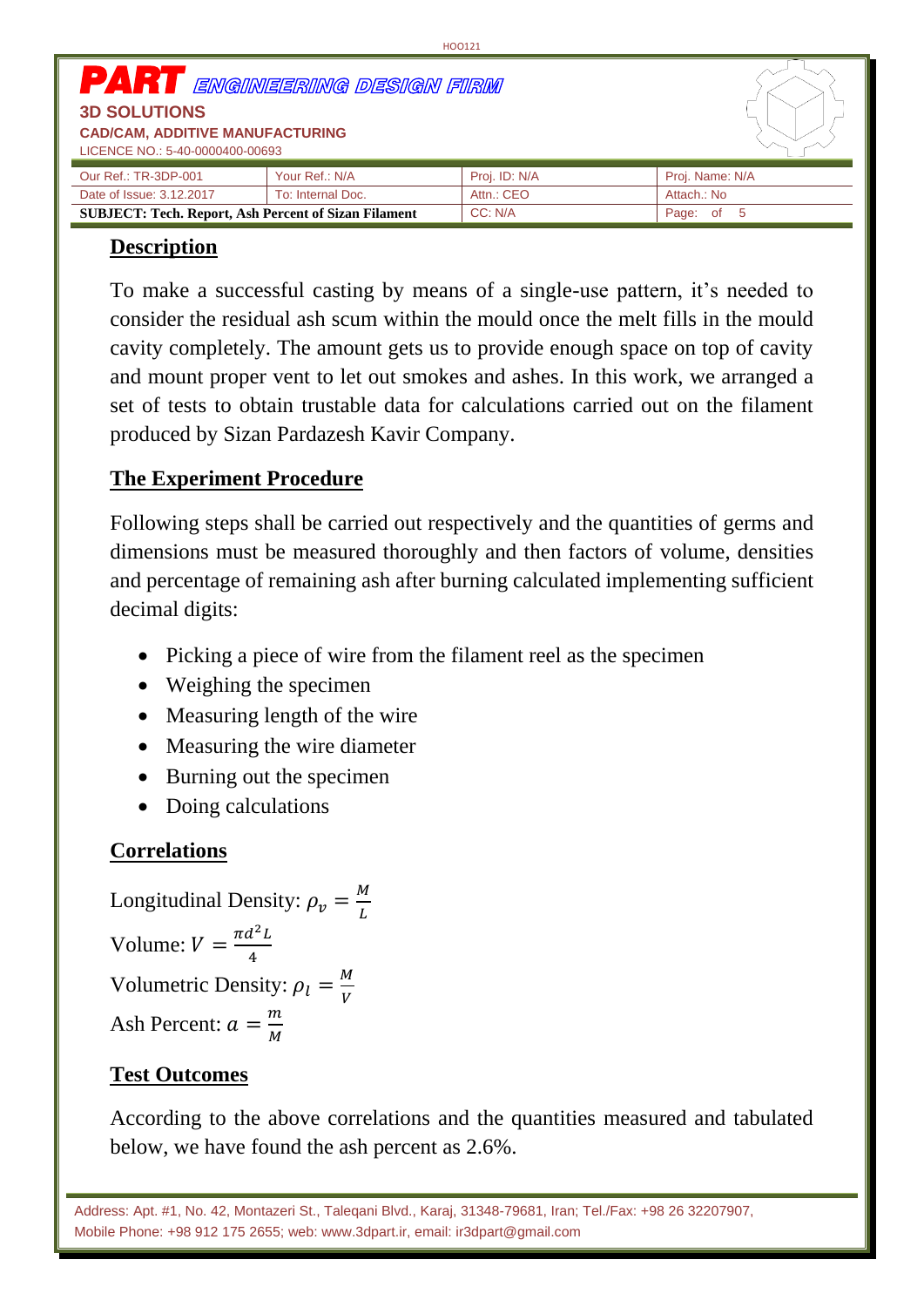**PART** *ENGINEERING DESIGN FIRM*

**3D SOLUTIONS**

**CAD/CAM, ADDITIVE MANUFACTURING**

LICENCE NO.: 5-40-0000400-00693

| Our Ref.: TR-3DP-001 | Your Ref.: N/A | Proj. ID: N/A | Proj. Name: N/A |
|---|---|---|---|
| Date of Issue: 3.12.2017 | To: Internal Doc. | Attn.: CEO | Attach.: No |
| **SUBJECT: Tech. Report, Ash Percent of Sizan Filament** | | CC: N/A | Page: of 5 |

## Description

To make a successful casting by means of a single-use pattern, it's needed to consider the residual ash scum within the mould once the melt fills in the mould cavity completely. The amount gets us to provide enough space on top of cavity and mount proper vent to let out smokes and ashes. In this work, we arranged a set of tests to obtain trustable data for calculations carried out on the filament produced by Sizan Pardazesh Kavir Company.

## The Experiment Procedure

Following steps shall be carried out respectively and the quantities of germs and dimensions must be measured thoroughly and then factors of volume, densities and percentage of remaining ash after burning calculated implementing sufficient decimal digits:

- Picking a piece of wire from the filament reel as the specimen
- Weighing the specimen
- Measuring length of the wire
- Measuring the wire diameter
- Burning out the specimen
- Doing calculations

## Correlations

Longitudinal Density: $\rho_v = \frac{M}{L}$

Volume: $V = \frac{\pi d^2 L}{4}$

Volumetric Density: $\rho_l = \frac{M}{V}$

Ash Percent: $a = \frac{m}{M}$

## Test Outcomes

According to the above correlations and the quantities measured and tabulated below, we have found the ash percent as 2.6%.

Address: Apt. #1, No. 42, Montazeri St., Taleqani Blvd., Karaj, 31348-79681, Iran; Tel./Fax: +98 26 32207907, Mobile Phone: +98 912 175 2655; web: www.3dpart.ir, email: ir3dpart@gmail.com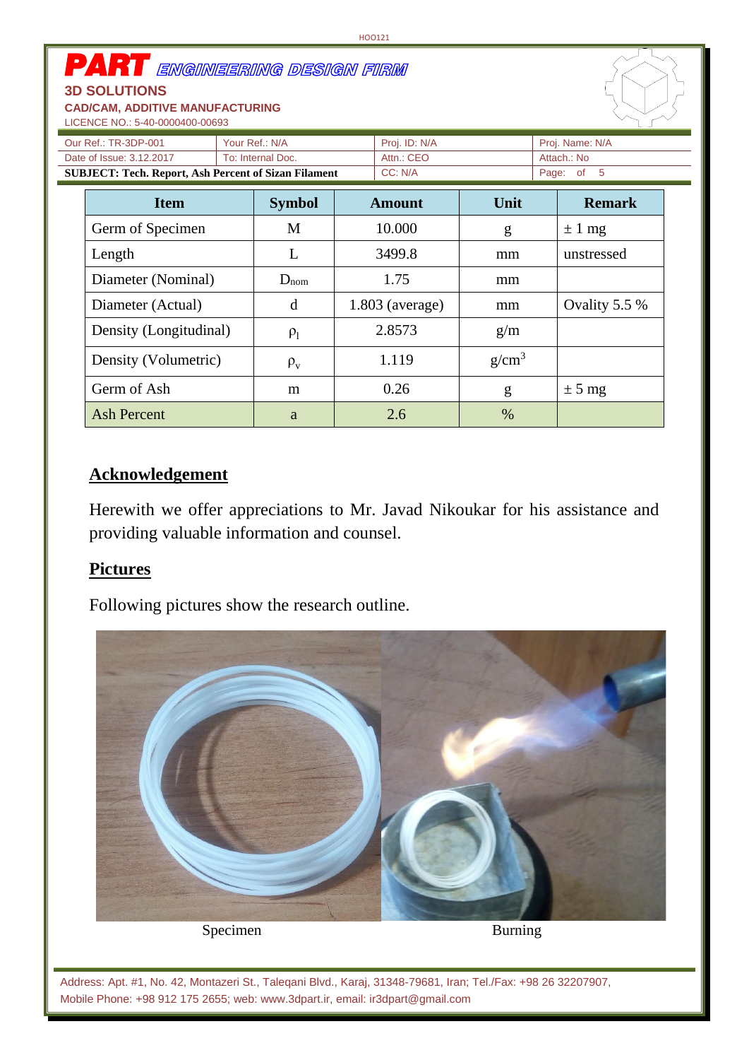| Item | Symbol | Amount | Unit | Remark |
|---|---|---|---|---|
| Germ of Specimen | M | 10.000 | g | ± 1 mg |
| Length | L | 3499.8 | mm | unstressed |
| Diameter (Nominal) | $D_{nom}$ | 1.75 | mm | |
| Diameter (Actual) | d | 1.803 (average) | mm | Ovality 5.5 % |
| Density (Longitudinal) | $\rho_l$ | 2.8573 | g/m | |
| Density (Volumetric) | $\rho_v$ | 1.119 | $g/cm^3$ | |
| Germ of Ash | m | 0.26 | g | ± 5 mg |
| Ash Percent | a | 2.6 | % | |

## Acknowledgement

Herewith we offer appreciations to Mr. Javad Nikoukar for his assistance and providing valuable information and counsel.

## Pictures

Following pictures show the research outline.

Specimen

Burning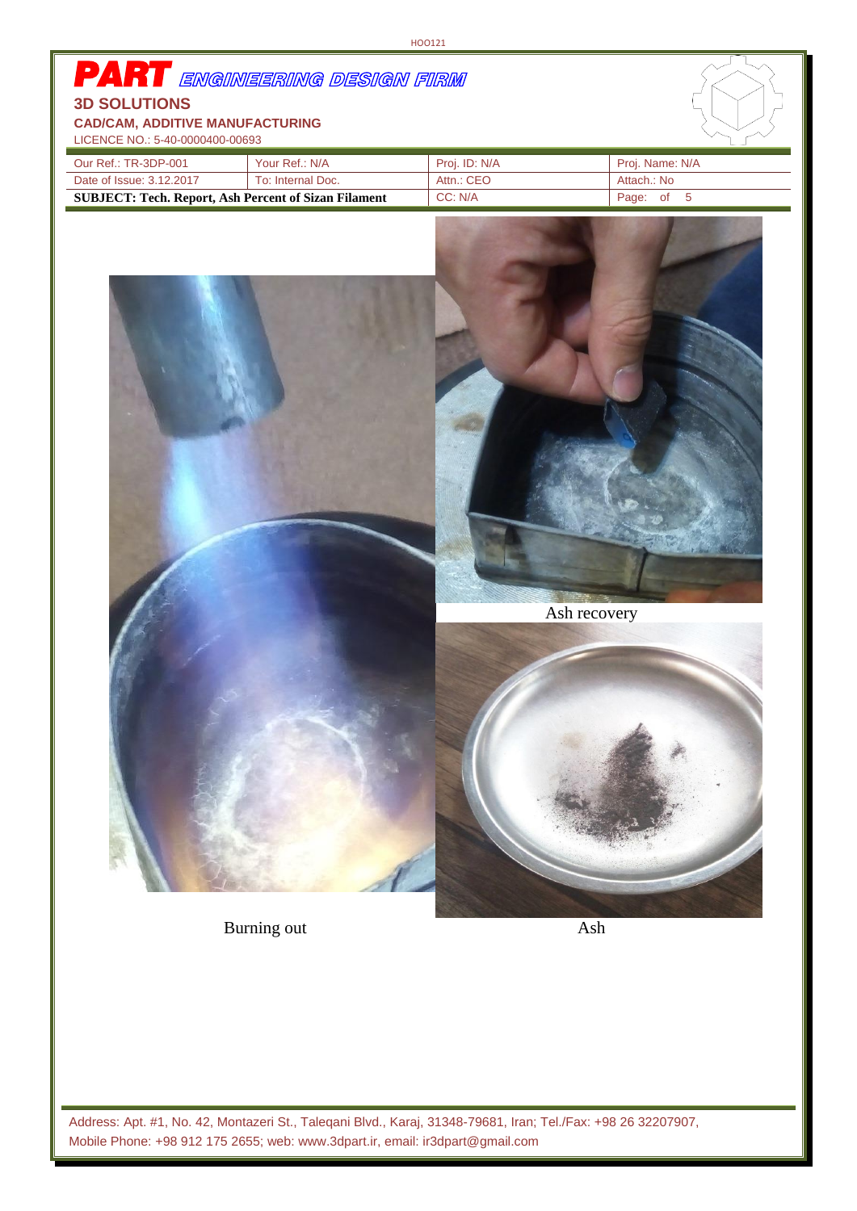# PART ENGINEERING DESIGN FIRM

**3D SOLUTIONS**

**CAD/CAM, ADDITIVE MANUFACTURING**

LICENCE NO.: 5-40-0000400-00693

| Our Ref.: TR-3DP-001 | Your Ref.: N/A | Proj. ID: N/A | Proj. Name: N/A |
|---|---|---|---|
| Date of Issue: 3.12.2017 | To: Internal Doc. | Attn.: CEO | Attach.: No |
| **SUBJECT: Tech. Report, Ash Percent of Sizan Filament** | | CC: N/A | Page: of 5 |

Ash recovery

Burning out

Ash

Address: Apt. #1, No. 42, Montazeri St., Taleqani Blvd., Karaj, 31348-79681, Iran; Tel./Fax: +98 26 32207907, Mobile Phone: +98 912 175 2655; web: www.3dpart.ir, email: ir3dpart@gmail.com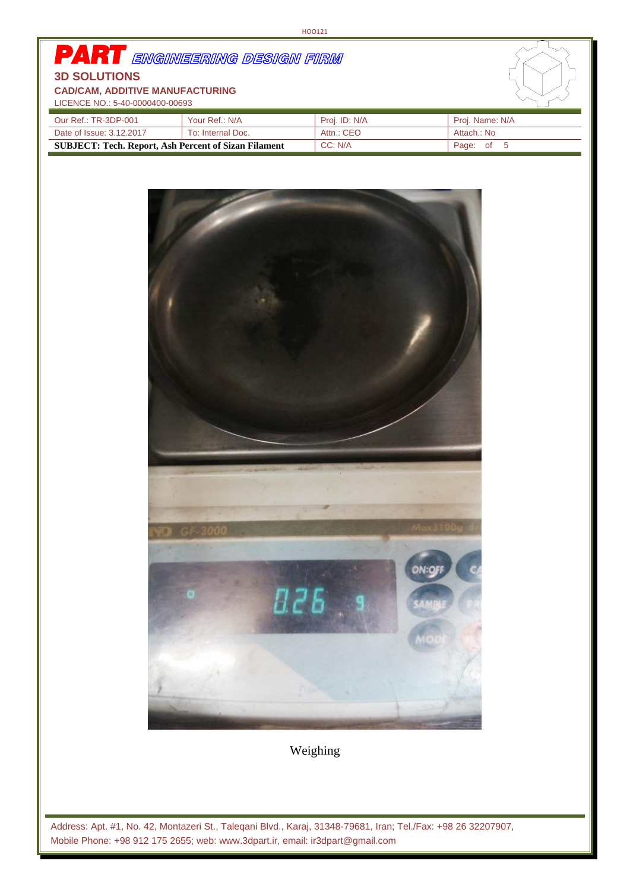Weighing